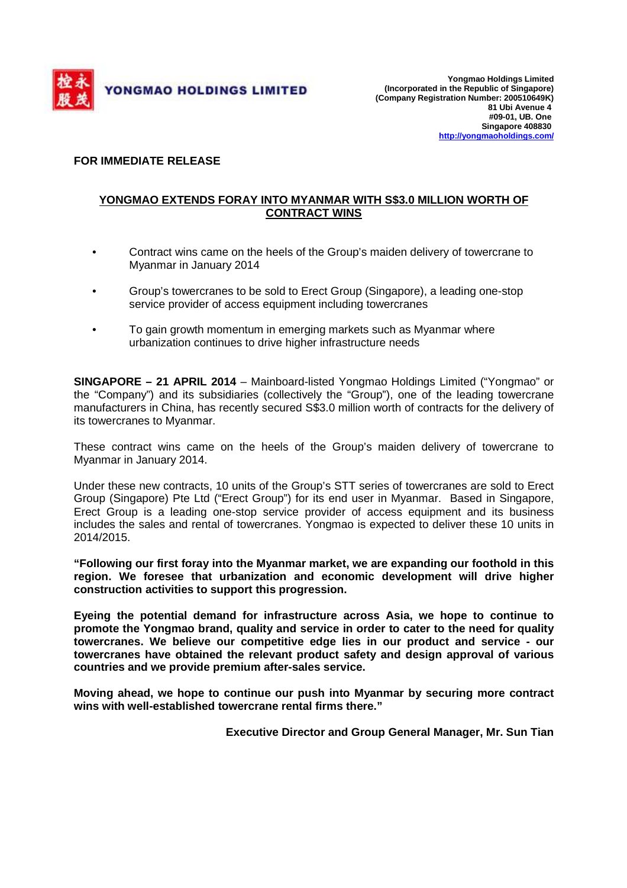**YONGMAO HOLDINGS LIMITED**

**Yongmao Holdings Limited**
**(Incorporated in the Republic of Singapore)**
**(Company Registration Number: 200510649K)**
**81 Ubi Avenue 4**
**#09-01, UB. One**
**Singapore 408830**
**http://yongmaoholdings.com/**

**FOR IMMEDIATE RELEASE**

## YONGMAO EXTENDS FORAY INTO MYANMAR WITH S$3.0 MILLION WORTH OF CONTRACT WINS

- Contract wins came on the heels of the Group's maiden delivery of towercrane to Myanmar in January 2014
- Group's towercranes to be sold to Erect Group (Singapore), a leading one-stop service provider of access equipment including towercranes
- To gain growth momentum in emerging markets such as Myanmar where urbanization continues to drive higher infrastructure needs

**SINGAPORE – 21 APRIL 2014** – Mainboard-listed Yongmao Holdings Limited ("Yongmao" or the "Company") and its subsidiaries (collectively the "Group"), one of the leading towercrane manufacturers in China, has recently secured S$3.0 million worth of contracts for the delivery of its towercranes to Myanmar.

These contract wins came on the heels of the Group's maiden delivery of towercrane to Myanmar in January 2014.

Under these new contracts, 10 units of the Group's STT series of towercranes are sold to Erect Group (Singapore) Pte Ltd ("Erect Group") for its end user in Myanmar. Based in Singapore, Erect Group is a leading one-stop service provider of access equipment and its business includes the sales and rental of towercranes. Yongmao is expected to deliver these 10 units in 2014/2015.

**"Following our first foray into the Myanmar market, we are expanding our foothold in this region. We foresee that urbanization and economic development will drive higher construction activities to support this progression.**

**Eyeing the potential demand for infrastructure across Asia, we hope to continue to promote the Yongmao brand, quality and service in order to cater to the need for quality towercranes. We believe our competitive edge lies in our product and service - our towercranes have obtained the relevant product safety and design approval of various countries and we provide premium after-sales service.**

**Moving ahead, we hope to continue our push into Myanmar by securing more contract wins with well-established towercrane rental firms there."**

**Executive Director and Group General Manager, Mr. Sun Tian**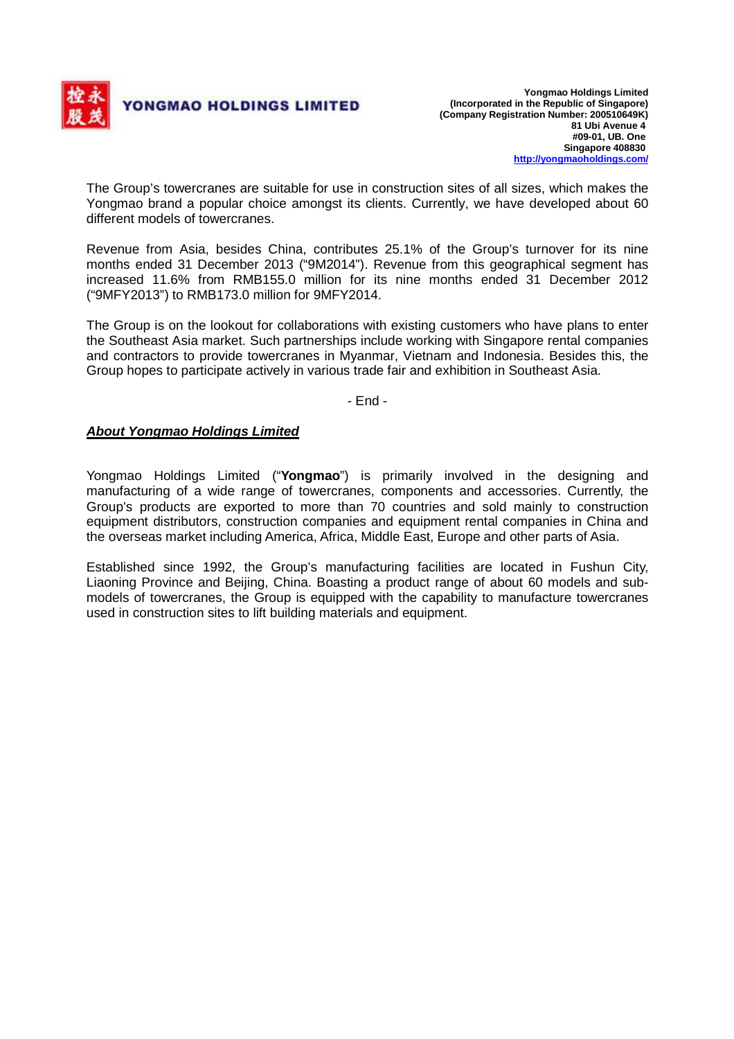The Group's towercranes are suitable for use in construction sites of all sizes, which makes the Yongmao brand a popular choice amongst its clients. Currently, we have developed about 60 different models of towercranes.

Revenue from Asia, besides China, contributes 25.1% of the Group's turnover for its nine months ended 31 December 2013 ("9M2014"). Revenue from this geographical segment has increased 11.6% from RMB155.0 million for its nine months ended 31 December 2012 ("9MFY2013") to RMB173.0 million for 9MFY2014.

The Group is on the lookout for collaborations with existing customers who have plans to enter the Southeast Asia market. Such partnerships include working with Singapore rental companies and contractors to provide towercranes in Myanmar, Vietnam and Indonesia. Besides this, the Group hopes to participate actively in various trade fair and exhibition in Southeast Asia.

- End -

***About Yongmao Holdings Limited***

Yongmao Holdings Limited ("**Yongmao**") is primarily involved in the designing and manufacturing of a wide range of towercranes, components and accessories. Currently, the Group's products are exported to more than 70 countries and sold mainly to construction equipment distributors, construction companies and equipment rental companies in China and the overseas market including America, Africa, Middle East, Europe and other parts of Asia.

Established since 1992, the Group's manufacturing facilities are located in Fushun City, Liaoning Province and Beijing, China. Boasting a product range of about 60 models and sub-models of towercranes, the Group is equipped with the capability to manufacture towercranes used in construction sites to lift building materials and equipment.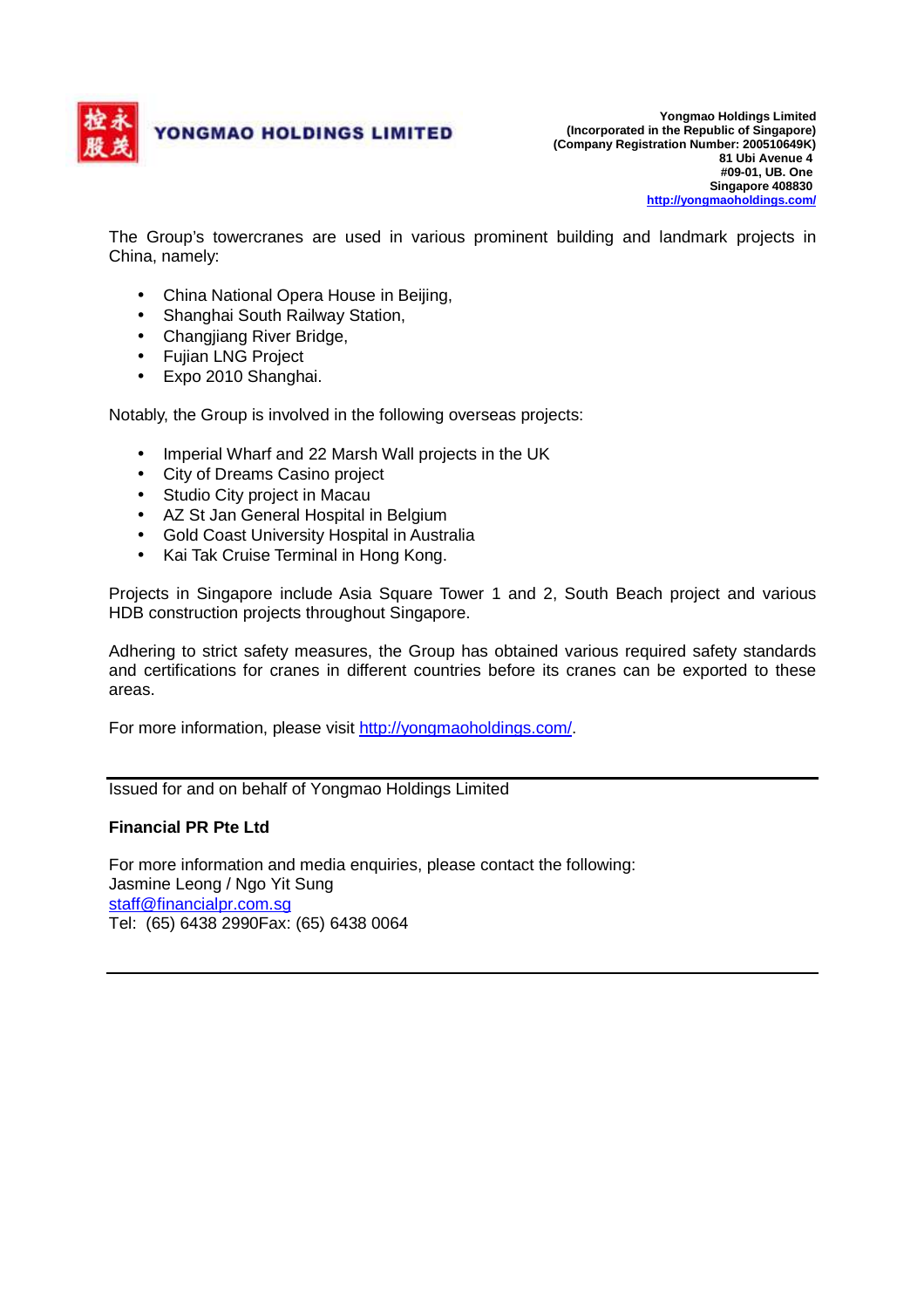YONGMAO HOLDINGS LIMITED

Yongmao Holdings Limited
(Incorporated in the Republic of Singapore)
(Company Registration Number: 200510649K)
81 Ubi Avenue 4
#09-01, UB. One
Singapore 408830
http://yongmaoholdings.com/

The Group's towercranes are used in various prominent building and landmark projects in China, namely:

- China National Opera House in Beijing,
- Shanghai South Railway Station,
- Changjiang River Bridge,
- Fujian LNG Project
- Expo 2010 Shanghai.

Notably, the Group is involved in the following overseas projects:

- Imperial Wharf and 22 Marsh Wall projects in the UK
- City of Dreams Casino project
- Studio City project in Macau
- AZ St Jan General Hospital in Belgium
- Gold Coast University Hospital in Australia
- Kai Tak Cruise Terminal in Hong Kong.

Projects in Singapore include Asia Square Tower 1 and 2, South Beach project and various HDB construction projects throughout Singapore.

Adhering to strict safety measures, the Group has obtained various required safety standards and certifications for cranes in different countries before its cranes can be exported to these areas.

For more information, please visit http://yongmaoholdings.com/.

---

Issued for and on behalf of Yongmao Holdings Limited

**Financial PR Pte Ltd**

For more information and media enquiries, please contact the following:
Jasmine Leong / Ngo Yit Sung
staff@financialpr.com.sg
Tel: (65) 6438 2990Fax: (65) 6438 0064

---